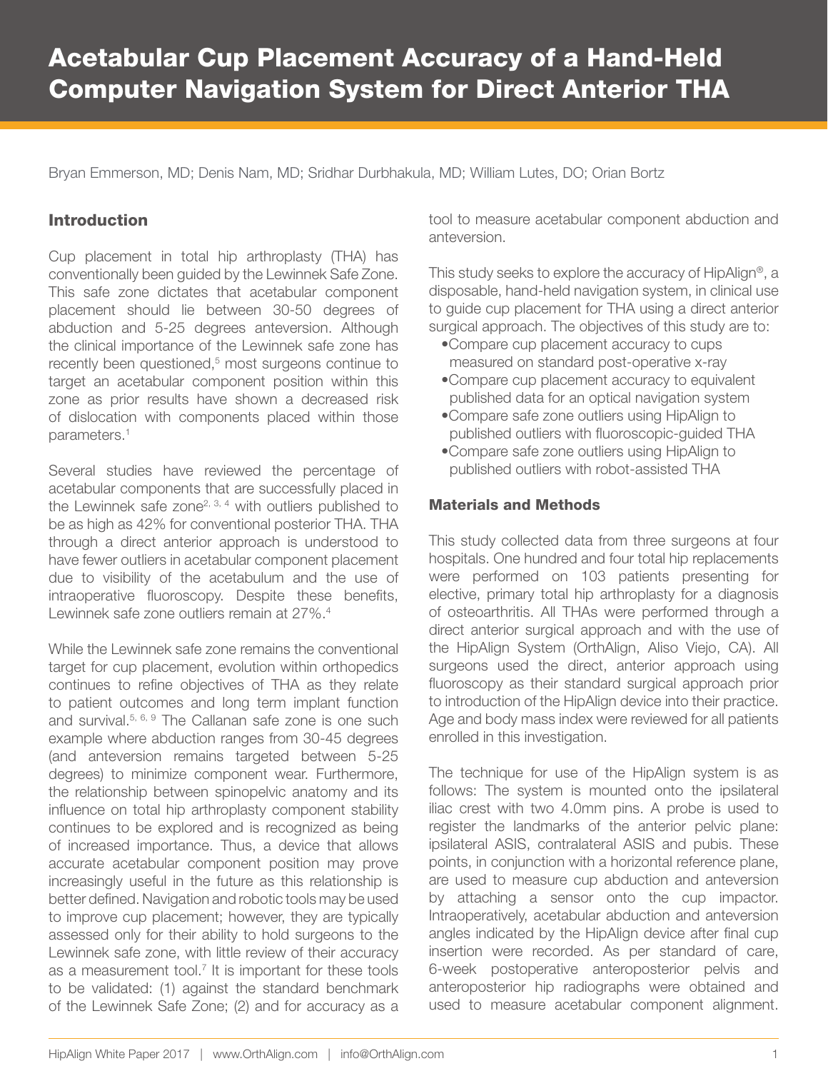# Acetabular Cup Placement Accuracy of a Hand-Held Computer Navigation System for Direct Anterior THA

Bryan Emmerson, MD; Denis Nam, MD; Sridhar Durbhakula, MD; William Lutes, DO; Orian Bortz

## Introduction

Cup placement in total hip arthroplasty (THA) has conventionally been guided by the Lewinnek Safe Zone. This safe zone dictates that acetabular component placement should lie between 30-50 degrees of abduction and 5-25 degrees anteversion. Although the clinical importance of the Lewinnek safe zone has recently been questioned,[5] most surgeons continue to target an acetabular component position within this zone as prior results have shown a decreased risk of dislocation with components placed within those parameters.[1]

Several studies have reviewed the percentage of acetabular components that are successfully placed in the Lewinnek safe zone[2, 3, 4] with outliers published to be as high as 42% for conventional posterior THA. THA through a direct anterior approach is understood to have fewer outliers in acetabular component placement due to visibility of the acetabulum and the use of intraoperative fluoroscopy. Despite these benefits, Lewinnek safe zone outliers remain at 27%.[4]

While the Lewinnek safe zone remains the conventional target for cup placement, evolution within orthopedics continues to refine objectives of THA as they relate to patient outcomes and long term implant function and survival.[5, 6, 9] The Callanan safe zone is one such example where abduction ranges from 30-45 degrees (and anteversion remains targeted between 5-25 degrees) to minimize component wear. Furthermore, the relationship between spinopelvic anatomy and its influence on total hip arthroplasty component stability continues to be explored and is recognized as being of increased importance. Thus, a device that allows accurate acetabular component position may prove increasingly useful in the future as this relationship is better defined. Navigation and robotic tools may be used to improve cup placement; however, they are typically assessed only for their ability to hold surgeons to the Lewinnek safe zone, with little review of their accuracy as a measurement tool.[7] It is important for these tools to be validated: (1) against the standard benchmark of the Lewinnek Safe Zone; (2) and for accuracy as a tool to measure acetabular component abduction and anteversion.

This study seeks to explore the accuracy of HipAlign®, a disposable, hand-held navigation system, in clinical use to guide cup placement for THA using a direct anterior surgical approach. The objectives of this study are to:

- Compare cup placement accuracy to cups measured on standard post-operative x-ray
- Compare cup placement accuracy to equivalent published data for an optical navigation system
- Compare safe zone outliers using HipAlign to published outliers with fluoroscopic-guided THA
- Compare safe zone outliers using HipAlign to published outliers with robot-assisted THA

### Materials and Methods

This study collected data from three surgeons at four hospitals. One hundred and four total hip replacements were performed on 103 patients presenting for elective, primary total hip arthroplasty for a diagnosis of osteoarthritis. All THAs were performed through a direct anterior surgical approach and with the use of the HipAlign System (OrthAlign, Aliso Viejo, CA). All surgeons used the direct, anterior approach using fluoroscopy as their standard surgical approach prior to introduction of the HipAlign device into their practice. Age and body mass index were reviewed for all patients enrolled in this investigation.

The technique for use of the HipAlign system is as follows: The system is mounted onto the ipsilateral iliac crest with two 4.0mm pins. A probe is used to register the landmarks of the anterior pelvic plane: ipsilateral ASIS, contralateral ASIS and pubis. These points, in conjunction with a horizontal reference plane, are used to measure cup abduction and anteversion by attaching a sensor onto the cup impactor. Intraoperatively, acetabular abduction and anteversion angles indicated by the HipAlign device after final cup insertion were recorded. As per standard of care, 6-week postoperative anteroposterior pelvis and anteroposterior hip radiographs were obtained and used to measure acetabular component alignment.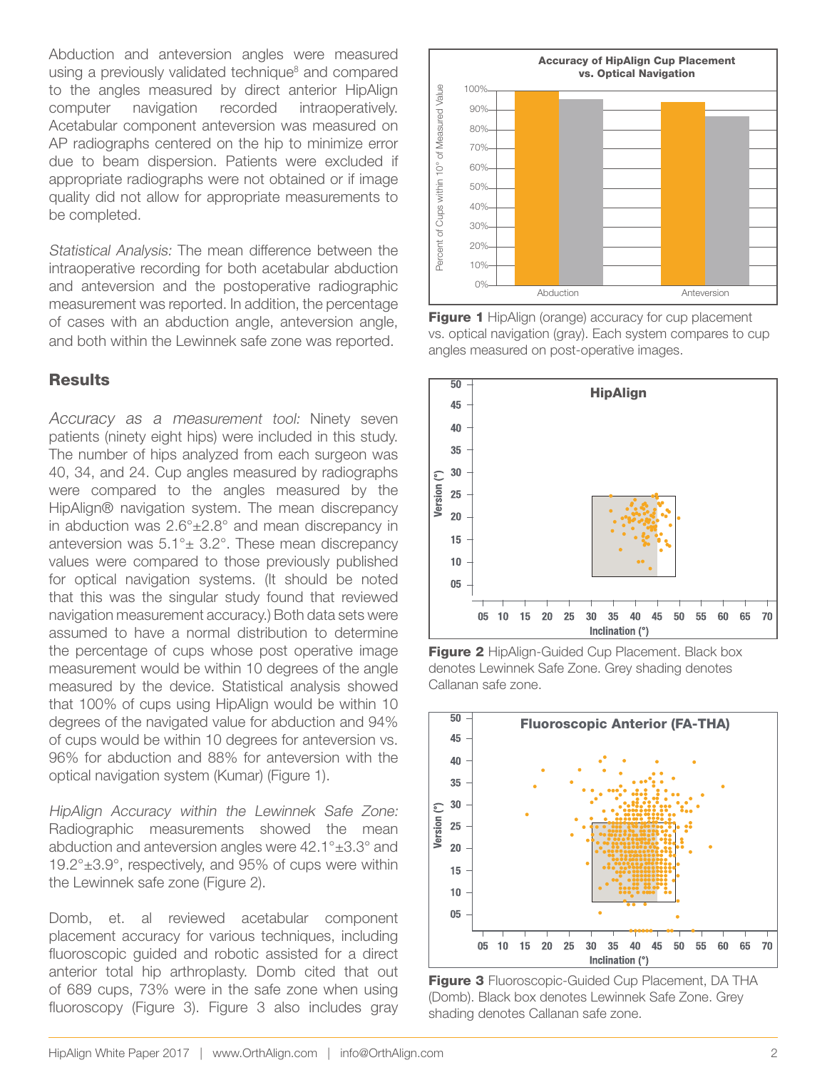Abduction and anteversion angles were measured using a previously validated technique[8] and compared to the angles measured by direct anterior HipAlign computer navigation recorded intraoperatively. Acetabular component anteversion was measured on AP radiographs centered on the hip to minimize error due to beam dispersion. Patients were excluded if appropriate radiographs were not obtained or if image quality did not allow for appropriate measurements to be completed.

*Statistical Analysis:* The mean difference between the intraoperative recording for both acetabular abduction and anteversion and the postoperative radiographic measurement was reported. In addition, the percentage of cases with an abduction angle, anteversion angle, and both within the Lewinnek safe zone was reported.

## Results

*Accuracy as a measurement tool:* Ninety seven patients (ninety eight hips) were included in this study. The number of hips analyzed from each surgeon was 40, 34, and 24. Cup angles measured by radiographs were compared to the angles measured by the HipAlign® navigation system. The mean discrepancy in abduction was 2.6°±2.8° and mean discrepancy in anteversion was 5.1°± 3.2°. These mean discrepancy values were compared to those previously published for optical navigation systems. (It should be noted that this was the singular study found that reviewed navigation measurement accuracy.) Both data sets were assumed to have a normal distribution to determine the percentage of cups whose post operative image measurement would be within 10 degrees of the angle measured by the device. Statistical analysis showed that 100% of cups using HipAlign would be within 10 degrees of the navigated value for abduction and 94% of cups would be within 10 degrees for anteversion vs. 96% for abduction and 88% for anteversion with the optical navigation system (Kumar) (Figure 1).

*HipAlign Accuracy within the Lewinnek Safe Zone:* Radiographic measurements showed the mean abduction and anteversion angles were 42.1°±3.3° and 19.2°±3.9°, respectively, and 95% of cups were within the Lewinnek safe zone (Figure 2).

Domb, et. al reviewed acetabular component placement accuracy for various techniques, including fluoroscopic guided and robotic assisted for a direct anterior total hip arthroplasty. Domb cited that out of 689 cups, 73% were in the safe zone when using fluoroscopy (Figure 3). Figure 3 also includes gray

**Figure 1** HipAlign (orange) accuracy for cup placement vs. optical navigation (gray). Each system compares to cup angles measured on post-operative images.

**Figure 2** HipAlign-Guided Cup Placement. Black box denotes Lewinnek Safe Zone. Grey shading denotes Callanan safe zone.

**Figure 3** Fluoroscopic-Guided Cup Placement, DA THA (Domb). Black box denotes Lewinnek Safe Zone. Grey shading denotes Callanan safe zone.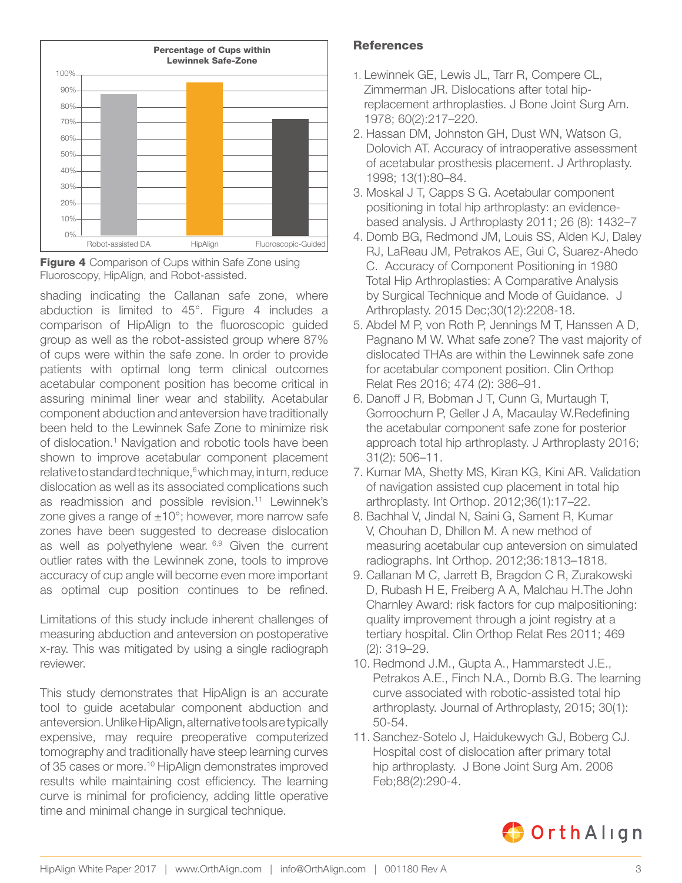Percentage of Cups within Lewinnek Safe-Zone

100%
90%
80%
70%
60%
50%
40%
30%
20%
10%
0%

Robot-assisted DA
HipAlign
Fluoroscopic-Guided

**Figure 4** Comparison of Cups within Safe Zone using Fluoroscopy, HipAlign, and Robot-assisted.

shading indicating the Callanan safe zone, where abduction is limited to 45°. Figure 4 includes a comparison of HipAlign to the fluoroscopic guided group as well as the robot-assisted group where 87% of cups were within the safe zone. In order to provide patients with optimal long term clinical outcomes acetabular component position has become critical in assuring minimal liner wear and stability. Acetabular component abduction and anteversion have traditionally been held to the Lewinnek Safe Zone to minimize risk of dislocation.[1] Navigation and robotic tools have been shown to improve acetabular component placement relative to standard technique,[6] which may, in turn, reduce dislocation as well as its associated complications such as readmission and possible revision.[11] Lewinnek's zone gives a range of ±10°; however, more narrow safe zones have been suggested to decrease dislocation as well as polyethylene wear.[6,9] Given the current outlier rates with the Lewinnek zone, tools to improve accuracy of cup angle will become even more important as optimal cup position continues to be refined.

Limitations of this study include inherent challenges of measuring abduction and anteversion on postoperative x-ray. This was mitigated by using a single radiograph reviewer.

This study demonstrates that HipAlign is an accurate tool to guide acetabular component abduction and anteversion. Unlike HipAlign, alternative tools are typically expensive, may require preoperative computerized tomography and traditionally have steep learning curves of 35 cases or more.[10] HipAlign demonstrates improved results while maintaining cost efficiency. The learning curve is minimal for proficiency, adding little operative time and minimal change in surgical technique.

## References

1. Lewinnek GE, Lewis JL, Tarr R, Compere CL, Zimmerman JR. Dislocations after total hip-replacement arthroplasties. J Bone Joint Surg Am. 1978; 60(2):217–220.
2. Hassan DM, Johnston GH, Dust WN, Watson G, Dolovich AT. Accuracy of intraoperative assessment of acetabular prosthesis placement. J Arthroplasty. 1998; 13(1):80–84.
3. Moskal J T, Capps S G. Acetabular component positioning in total hip arthroplasty: an evidence-based analysis. J Arthroplasty 2011; 26 (8): 1432–7
4. Domb BG, Redmond JM, Louis SS, Alden KJ, Daley RJ, LaReau JM, Petrakos AE, Gui C, Suarez-Ahedo C. Accuracy of Component Positioning in 1980 Total Hip Arthroplasties: A Comparative Analysis by Surgical Technique and Mode of Guidance. J Arthroplasty. 2015 Dec;30(12):2208-18.
5. Abdel M P, von Roth P, Jennings M T, Hanssen A D, Pagnano M W. What safe zone? The vast majority of dislocated THAs are within the Lewinnek safe zone for acetabular component position. Clin Orthop Relat Res 2016; 474 (2): 386–91.
6. Danoff J R, Bobman J T, Cunn G, Murtaugh T, Gorroochurn P, Geller J A, Macaulay W.Redefining the acetabular component safe zone for posterior approach total hip arthroplasty. J Arthroplasty 2016; 31(2): 506–11.
7. Kumar MA, Shetty MS, Kiran KG, Kini AR. Validation of navigation assisted cup placement in total hip arthroplasty. Int Orthop. 2012;36(1):17–22.
8. Bachhal V, Jindal N, Saini G, Sament R, Kumar V, Chouhan D, Dhillon M. A new method of measuring acetabular cup anteversion on simulated radiographs. Int Orthop. 2012;36:1813–1818.
9. Callanan M C, Jarrett B, Bragdon C R, Zurakowski D, Rubash H E, Freiberg A A, Malchau H.The John Charnley Award: risk factors for cup malpositioning: quality improvement through a joint registry at a tertiary hospital. Clin Orthop Relat Res 2011; 469 (2): 319–29.
10. Redmond J.M., Gupta A., Hammarstedt J.E., Petrakos A.E., Finch N.A., Domb B.G. The learning curve associated with robotic-assisted total hip arthroplasty. Journal of Arthroplasty, 2015; 30(1): 50-54.
11. Sanchez-Sotelo J, Haidukewych GJ, Boberg CJ. Hospital cost of dislocation after primary total hip arthroplasty. J Bone Joint Surg Am. 2006 Feb;88(2):290-4.

OrthAlign